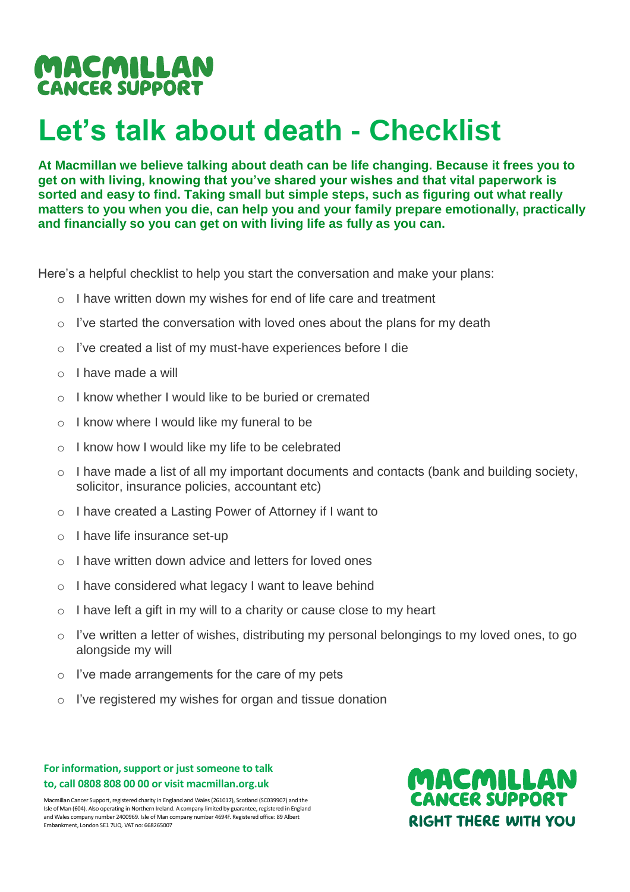MACMILLAN CANCER SUPPORT

# Let's talk about death - Checklist

**At Macmillan we believe talking about death can be life changing. Because it frees you to get on with living, knowing that you've shared your wishes and that vital paperwork is sorted and easy to find. Taking small but simple steps, such as figuring out what really matters to you when you die, can help you and your family prepare emotionally, practically and financially so you can get on with living life as fully as you can.**

Here's a helpful checklist to help you start the conversation and make your plans:

- I have written down my wishes for end of life care and treatment
- I've started the conversation with loved ones about the plans for my death
- I've created a list of my must-have experiences before I die
- I have made a will
- I know whether I would like to be buried or cremated
- I know where I would like my funeral to be
- I know how I would like my life to be celebrated
- I have made a list of all my important documents and contacts (bank and building society, solicitor, insurance policies, accountant etc)
- I have created a Lasting Power of Attorney if I want to
- I have life insurance set-up
- I have written down advice and letters for loved ones
- I have considered what legacy I want to leave behind
- I have left a gift in my will to a charity or cause close to my heart
- I've written a letter of wishes, distributing my personal belongings to my loved ones, to go alongside my will
- I've made arrangements for the care of my pets
- I've registered my wishes for organ and tissue donation

**For information, support or just someone to talk to, call 0808 808 00 00 or visit macmillan.org.uk**

Macmillan Cancer Support, registered charity in England and Wales (261017), Scotland (SC039907) and the Isle of Man (604). Also operating in Northern Ireland. A company limited by guarantee, registered in England and Wales company number 2400969. Isle of Man company number 4694F. Registered office: 89 Albert Embankment, London SE1 7UQ. VAT no: 668265007

MACMILLAN CANCER SUPPORT
RIGHT THERE WITH YOU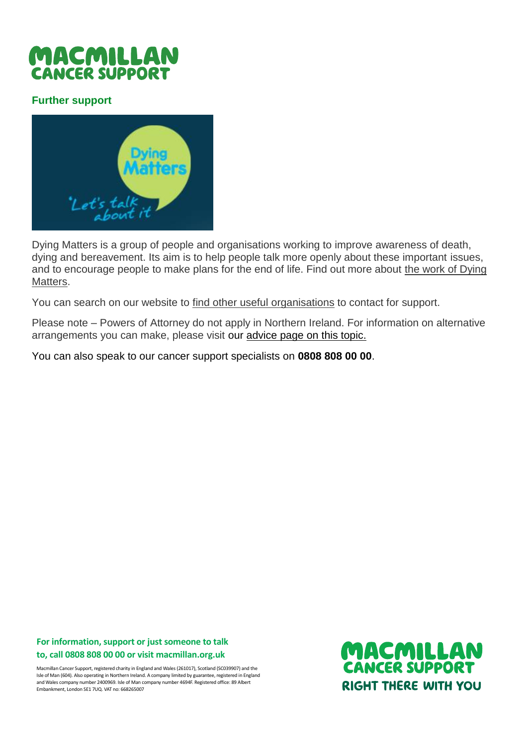## Further support

Dying Matters is a group of people and organisations working to improve awareness of death, dying and bereavement. Its aim is to help people talk more openly about these important issues, and to encourage people to make plans for the end of life. Find out more about the work of Dying Matters.

You can search on our website to find other useful organisations to contact for support.

Please note – Powers of Attorney do not apply in Northern Ireland. For information on alternative arrangements you can make, please visit our advice page on this topic.

You can also speak to our cancer support specialists on **0808 808 00 00**.

**For information, support or just someone to talk to, call 0808 808 00 00 or visit macmillan.org.uk**

Macmillan Cancer Support, registered charity in England and Wales (261017), Scotland (SC039907) and the Isle of Man (604). Also operating in Northern Ireland. A company limited by guarantee, registered in England and Wales company number 2400969. Isle of Man company number 4694F. Registered office: 89 Albert Embankment, London SE1 7UQ. VAT no: 668265007